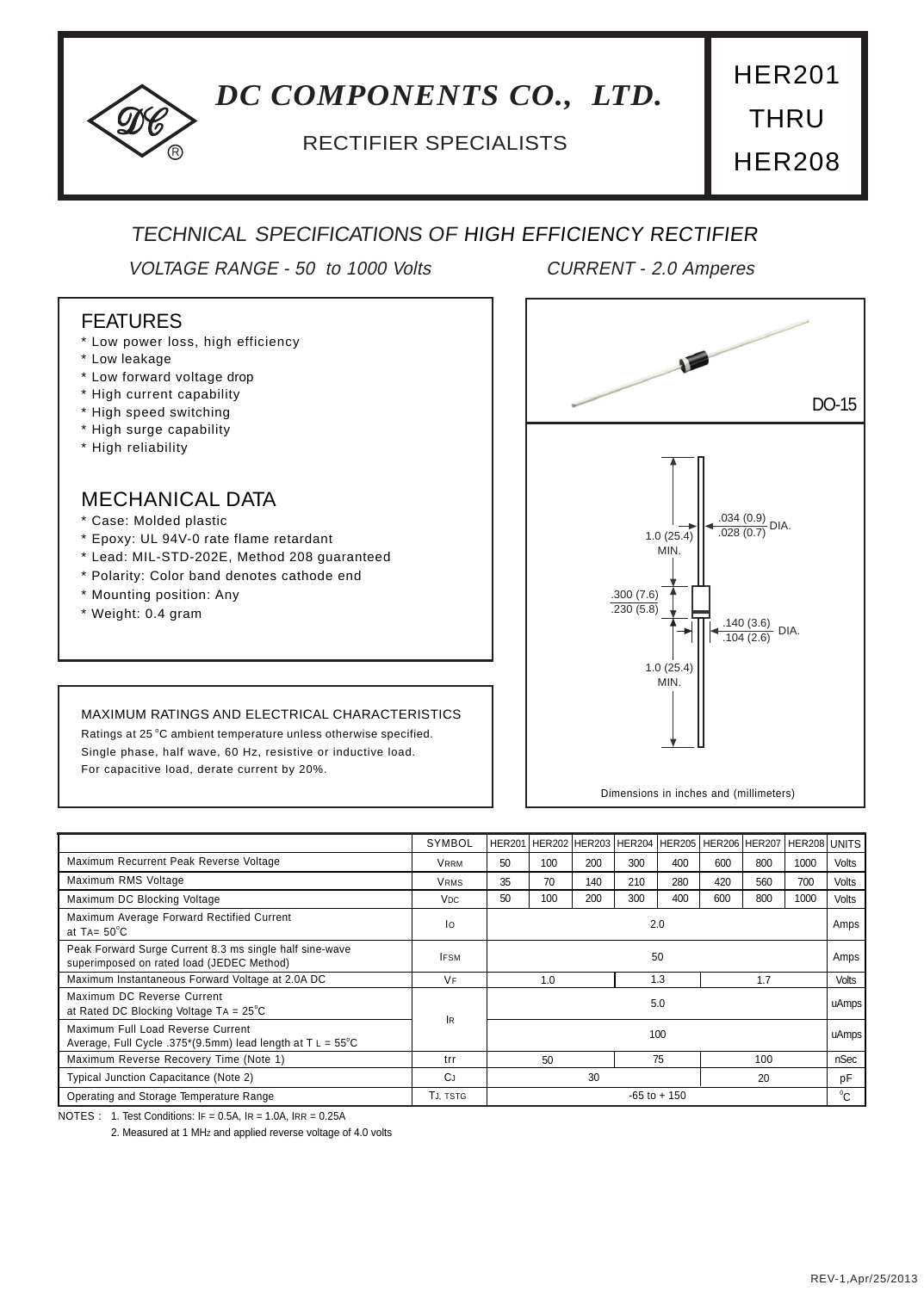# DC COMPONENTS CO., LTD.

RECTIFIER SPECIALISTS

HER201 THRU HER208

## TECHNICAL SPECIFICATIONS OF HIGH EFFICIENCY RECTIFIER

*VOLTAGE RANGE - 50 to 1000 Volts* *CURRENT - 2.0 Amperes*

### FEATURES

* Low power loss, high efficiency
* Low leakage
* Low forward voltage drop
* High current capability
* High speed switching
* High surge capability
* High reliability

### MECHANICAL DATA

* Case: Molded plastic
* Epoxy: UL 94V-0 rate flame retardant
* Lead: MIL-STD-202E, Method 208 guaranteed
* Polarity: Color band denotes cathode end
* Mounting position: Any
* Weight: 0.4 gram

DO-15

1.0 (25.4) MIN.

.034 (0.9) / .028 (0.7) DIA.

.300 (7.6) / .230 (5.8)

.140 (3.6) / .104 (2.6) DIA.

1.0 (25.4) MIN.

Dimensions in inches and (millimeters)

### MAXIMUM RATINGS AND ELECTRICAL CHARACTERISTICS

Ratings at 25 °C ambient temperature unless otherwise specified.
Single phase, half wave, 60 Hz, resistive or inductive load.
For capacitive load, derate current by 20%.

| | SYMBOL | HER201 | HER202 | HER203 | HER204 | HER205 | HER206 | HER207 | HER208 | UNITS |
|---|---|---|---|---|---|---|---|---|---|---|
| Maximum Recurrent Peak Reverse Voltage | $V_{RRM}$ | 50 | 100 | 200 | 300 | 400 | 600 | 800 | 1000 | Volts |
| Maximum RMS Voltage | $V_{RMS}$ | 35 | 70 | 140 | 210 | 280 | 420 | 560 | 700 | Volts |
| Maximum DC Blocking Voltage | $V_{DC}$ | 50 | 100 | 200 | 300 | 400 | 600 | 800 | 1000 | Volts |
| Maximum Average Forward Rectified Current at $T_A$= 50°C | $I_O$ | 2.0 | | | | | | | | Amps |
| Peak Forward Surge Current 8.3 ms single half sine-wave superimposed on rated load (JEDEC Method) | $I_{FSM}$ | 50 | | | | | | | | Amps |
| Maximum Instantaneous Forward Voltage at 2.0A DC | $V_F$ | 1.0 | | | 1.3 | | 1.7 | | | Volts |
| Maximum DC Reverse Current at Rated DC Blocking Voltage $T_A$ = 25°C | $I_R$ | 5.0 | | | | | | | | uAmps |
| Maximum Full Load Reverse Current Average, Full Cycle .375"(9.5mm) lead length at $T_L$ = 55°C | $I_R$ | 100 | | | | | | | | uAmps |
| Maximum Reverse Recovery Time (Note 1) | trr | 50 | | | 75 | | 100 | | | nSec |
| Typical Junction Capacitance (Note 2) | $C_J$ | 30 | | | | | 20 | | | pF |
| Operating and Storage Temperature Range | $T_J$, $T_{STG}$ | -65 to + 150 | | | | | | | | °C |

NOTES : 1. Test Conditions: $I_F$ = 0.5A, $I_R$ = 1.0A, $I_{RR}$ = 0.25A

2. Measured at 1 MHz and applied reverse voltage of 4.0 volts

REV-1,Apr/25/2013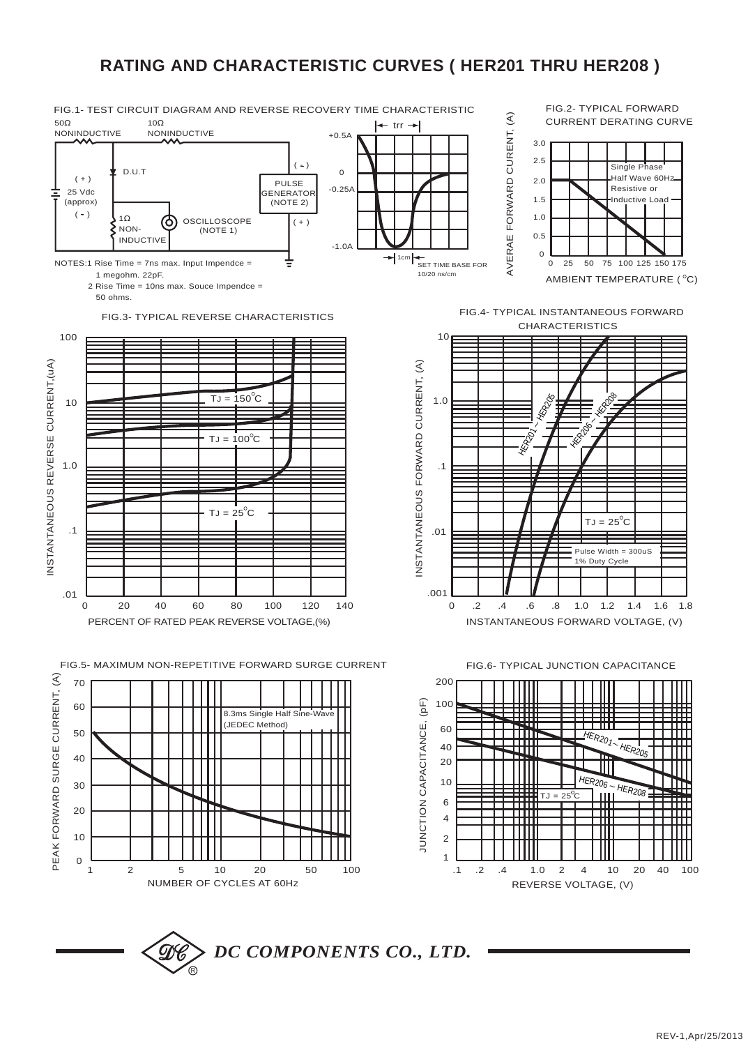# RATING AND CHARACTERISTIC CURVES ( HER201 THRU HER208 )

FIG.1- TEST CIRCUIT DIAGRAM AND REVERSE RECOVERY TIME CHARACTERISTIC

50Ω NONINDUCTIVE

10Ω NONINDUCTIVE

D.U.T

( + ) 25 Vdc (approx) ( - )

1Ω NON-INDUCTIVE

OSCILLOSCOPE (NOTE 1)

PULSE GENERATOR (NOTE 2)

( - ) ( + )

trr

+0.5A

0

-0.25A

-1.0A

1cm

SET TIME BASE FOR 10/20 ns/cm

NOTES:1 Rise Time = 7ns max. Input Impendce = 1 megohm. 22pF.

2 Rise Time = 10ns max. Souce Impendce = 50 ohms.

FIG.2- TYPICAL FORWARD CURRENT DERATING CURVE

AVERAE FORWARD CURENT, (A)

3.0, 2.5, 2.0, 1.5, 1.0, 0.5, 0

0 25 50 75 100 125 150 175

AMBIENT TEMPERATURE (°C)

Single Phase Half Wave 60Hz Resistive or Inductive Load

FIG.3- TYPICAL REVERSE CHARACTERISTICS

INSTANTANEOUS REVERSE CURRENT,(uA)

100, 10, 1.0, .1, .01

0 20 40 60 80 100 120 140

PERCENT OF RATED PEAK REVERSE VOLTAGE,(%)

TJ = 150°C

TJ = 100°C

TJ = 25°C

FIG.4- TYPICAL INSTANTANEOUS FORWARD CHARACTERISTICS

INSTANTANEOUS FORWARD CURRENT, (A)

10, 1.0, .1, .01, .001

0 .2 .4 .6 .8 1.0 1.2 1.4 1.6 1.8

INSTANTANEOUS FORWARD VOLTAGE, (V)

HER201~HER205

HER206~HER208

TJ = 25°C

Pulse Width = 300uS 1% Duty Cycle

FIG.5- MAXIMUM NON-REPETITIVE FORWARD SURGE CURRENT

PEAK FORWARD SURGE CURRENT, (A)

70, 60, 50, 40, 30, 20, 10, 0

1 2 5 10 20 50 100

NUMBER OF CYCLES AT 60Hz

8.3ms Single Half Sine-Wave (JEDEC Method)

FIG.6- TYPICAL JUNCTION CAPACITANCE

JUNCTION CAPACITANCE, (pF)

200, 100, 60, 40, 20, 10, 6, 4, 2, 1

.1 .2 .4 1.0 2 4 10 20 40 100

REVERSE VOLTAGE, (V)

HER201~HER205

HER206~HER208

TJ = 25°C

DC COMPONENTS CO., LTD.

REV-1,Apr/25/2013